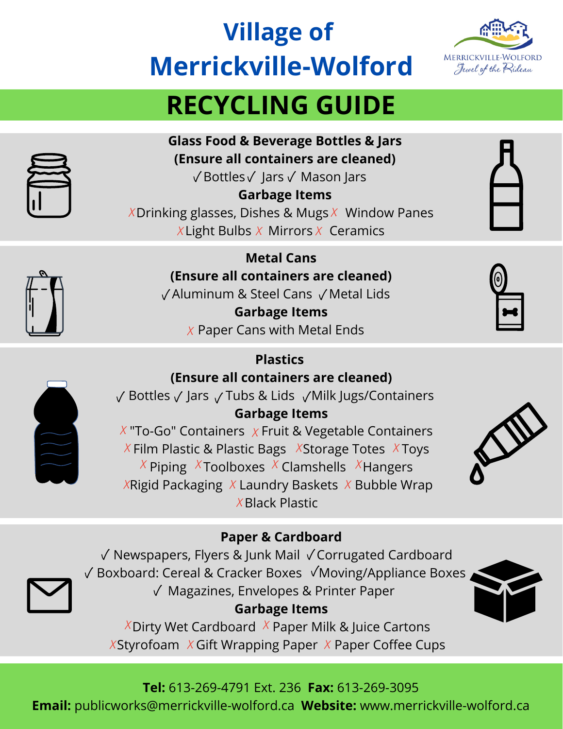# Village of Merrickville-Wolford

MERRICKVILLE-WOLFORD
*Jewel of the Rideau*

## RECYCLING GUIDE

### Glass Food & Beverage Bottles & Jars

**(Ensure all containers are cleaned)**

✓ Bottles ✓ Jars ✓ Mason Jars

**Garbage Items**

✗ Drinking glasses, Dishes & Mugs ✗ Window Panes
✗ Light Bulbs ✗ Mirrors ✗ Ceramics

### Metal Cans

**(Ensure all containers are cleaned)**

✓ Aluminum & Steel Cans ✓ Metal Lids

**Garbage Items**

✗ Paper Cans with Metal Ends

### Plastics

**(Ensure all containers are cleaned)**

✓ Bottles ✓ Jars ✓ Tubs & Lids ✓ Milk Jugs/Containers

**Garbage Items**

✗ "To-Go" Containers ✗ Fruit & Vegetable Containers
✗ Film Plastic & Plastic Bags ✗ Storage Totes ✗ Toys
✗ Piping ✗ Toolboxes ✗ Clamshells ✗ Hangers
✗ Rigid Packaging ✗ Laundry Baskets ✗ Bubble Wrap
✗ Black Plastic

### Paper & Cardboard

✓ Newspapers, Flyers & Junk Mail ✓ Corrugated Cardboard
✓ Boxboard: Cereal & Cracker Boxes ✓ Moving/Appliance Boxes
✓ Magazines, Envelopes & Printer Paper

**Garbage Items**

✗ Dirty Wet Cardboard ✗ Paper Milk & Juice Cartons
✗ Styrofoam ✗ Gift Wrapping Paper ✗ Paper Coffee Cups

**Tel:** 613-269-4791 Ext. 236 **Fax:** 613-269-3095
**Email:** publicworks@merrickville-wolford.ca **Website:** www.merrickville-wolford.ca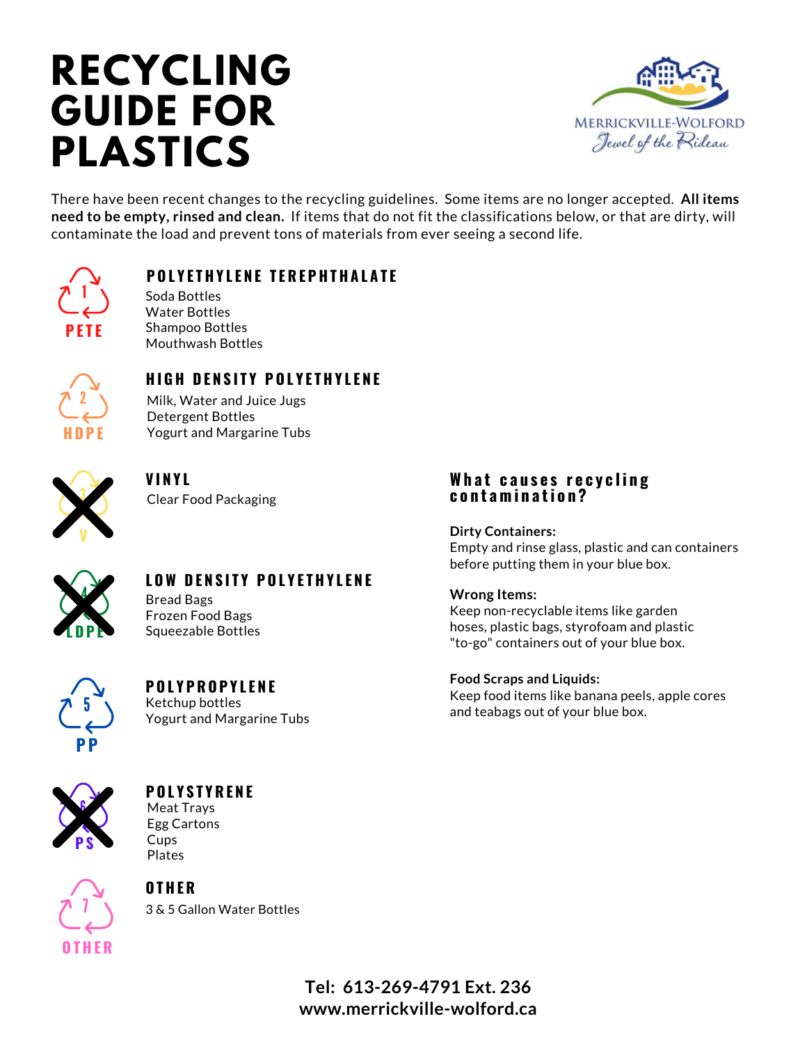# RECYCLING GUIDE FOR PLASTICS

MERRICKVILLE-WOLFORD
*Jewel of the Rideau*

There have been recent changes to the recycling guidelines. Some items are no longer accepted. **All items need to be empty, rinsed and clean.** If items that do not fit the classifications below, or that are dirty, will contaminate the load and prevent tons of materials from ever seeing a second life.

### 1 PETE — POLYETHYLENE TEREPHTHALATE

- Soda Bottles
- Water Bottles
- Shampoo Bottles
- Mouthwash Bottles

### 2 HDPE — HIGH DENSITY POLYETHYLENE

- Milk, Water and Juice Jugs
- Detergent Bottles
- Yogurt and Margarine Tubs

### 3 V — VINYL (X)

- Clear Food Packaging

### 4 LDPE — LOW DENSITY POLYETHYLENE (X)

- Bread Bags
- Frozen Food Bags
- Squeezable Bottles

### 5 PP — POLYPROPYLENE

- Ketchup bottles
- Yogurt and Margarine Tubs

### 6 PS — POLYSTYRENE (X)

- Meat Trays
- Egg Cartons
- Cups
- Plates

### 7 OTHER — OTHER

- 3 & 5 Gallon Water Bottles

## What causes recycling contamination?

**Dirty Containers:**
Empty and rinse glass, plastic and can containers before putting them in your blue box.

**Wrong Items:**
Keep non-recyclable items like garden hoses, plastic bags, styrofoam and plastic "to-go" containers out of your blue box.

**Food Scraps and Liquids:**
Keep food items like banana peels, apple cores and teabags out of your blue box.

**Tel: 613-269-4791 Ext. 236**
**www.merrickville-wolford.ca**